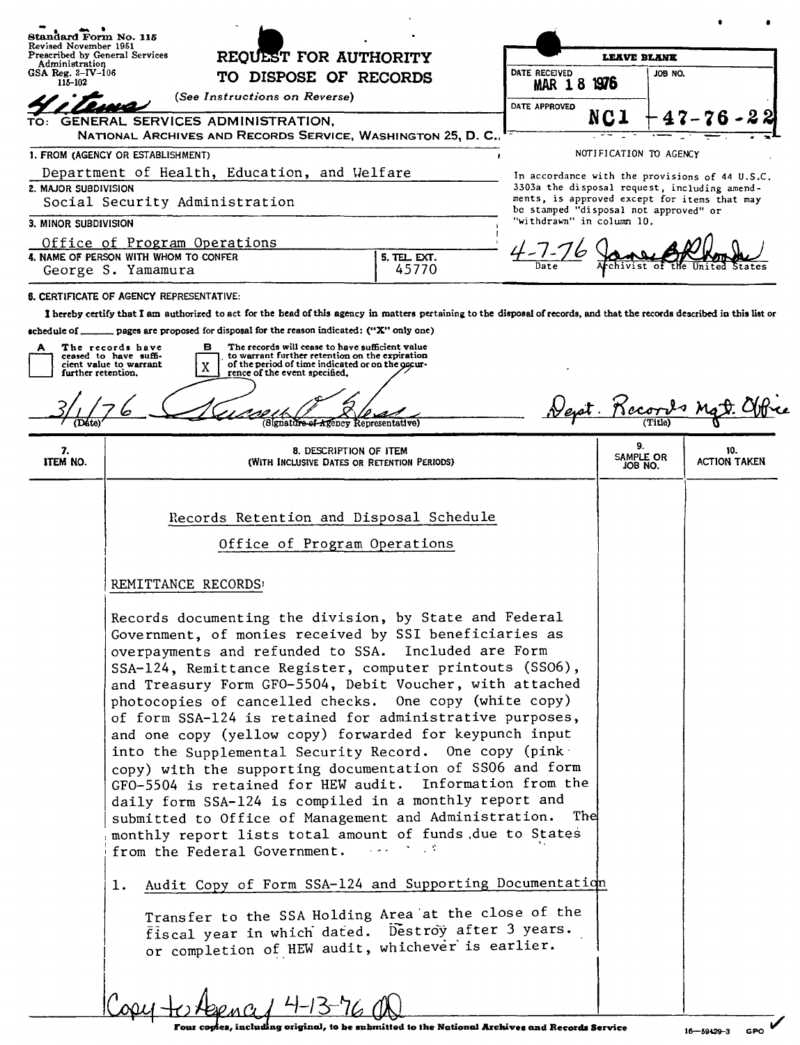Standard Form No. 115
Revised November 1951
Prescribed by General Services Administration
GSA Reg. 3-IV-106
115-102

# REQUEST FOR AUTHORITY TO DISPOSE OF RECORDS

(See Instructions on Reverse)

4 items

TO: GENERAL SERVICES ADMINISTRATION, NATIONAL ARCHIVES AND RECORDS SERVICE, WASHINGTON 25, D. C.

LEAVE BLANK

DATE RECEIVED: MAR 18 1976

JOB NO.: NC1-47-76-22

DATE APPROVED

NOTIFICATION TO AGENCY

In accordance with the provisions of 44 U.S.C. 3303a the disposal request, including amendments, is approved except for items that may be stamped "disposal not approved" or "withdrawn" in column 10.

4-7-76 (Date) — James B. Rhoads, Archivist of the United States

1. FROM (AGENCY OR ESTABLISHMENT): Department of Health, Education, and Welfare
2. MAJOR SUBDIVISION: Social Security Administration
3. MINOR SUBDIVISION: Office of Program Operations
4. NAME OF PERSON WITH WHOM TO CONFER: George S. Yamamura
5. TEL. EXT.: 45770

6. CERTIFICATE OF AGENCY REPRESENTATIVE:

I hereby certify that I am authorized to act for the head of this agency in matters pertaining to the disposal of records, and that the records described in this list or schedule of ____ pages are proposed for disposal for the reason indicated: ("X" only one)

- [ ] A The records have ceased to have sufficient value to warrant further retention.
- [X] B The records will cease to have sufficient value to warrant further retention on the expiration of the period of time indicated or on the occurrence of the event specified.

3/1/76 (Date) — Russell P. Bless (Signature of Agency Representative) — Dept. Records Mgt. Office (Title)

| 7. ITEM NO. | 8. DESCRIPTION OF ITEM (WITH INCLUSIVE DATES OR RETENTION PERIODS) | 9. SAMPLE OR JOB NO. | 10. ACTION TAKEN |
|---|---|---|---|

Records Retention and Disposal Schedule

Office of Program Operations

REMITTANCE RECORDS

Records documenting the division, by State and Federal Government, of monies received by SSI beneficiaries as overpayments and refunded to SSA. Included are Form SSA-124, Remittance Register, computer printouts (SS06), and Treasury Form GFO-5504, Debit Voucher, with attached photocopies of cancelled checks. One copy (white copy) of form SSA-124 is retained for administrative purposes, and one copy (yellow copy) forwarded for keypunch input into the Supplemental Security Record. One copy (pink copy) with the supporting documentation of SS06 and form GFO-5504 is retained for HEW audit. Information from the daily form SSA-124 is compiled in a monthly report and submitted to Office of Management and Administration. The monthly report lists total amount of funds due to States from the Federal Government.

1. Audit Copy of Form SSA-124 and Supporting Documentation

   Transfer to the SSA Holding Area at the close of the fiscal year in which dated. Destroy after 3 years. or completion of HEW audit, whichever is earlier.

Copy to Agency 4-13-76

Four copies, including original, to be submitted to the National Archives and Records Service

16-59429-3 GPO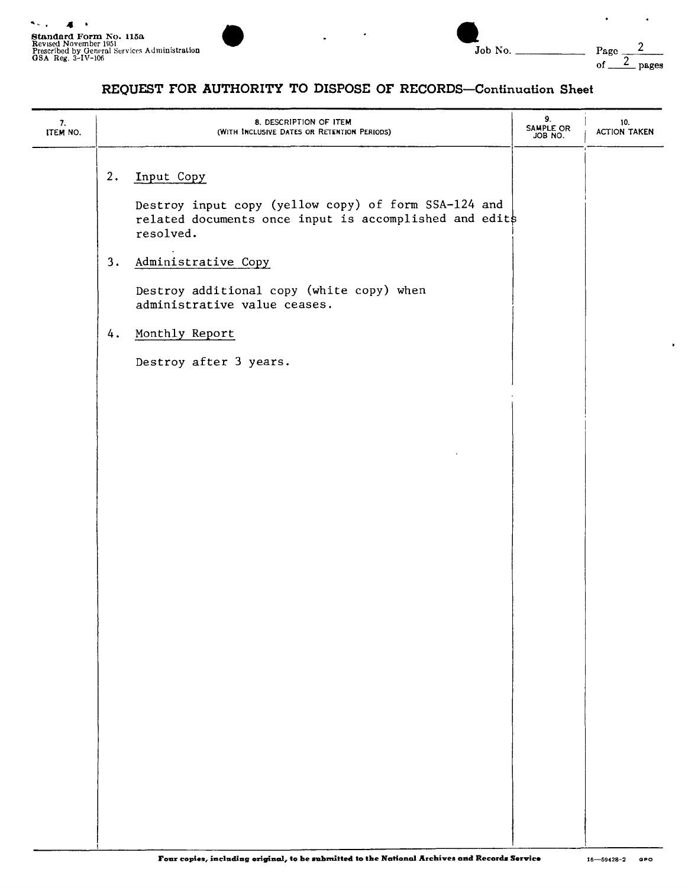Standard Form No. 115a
Revised November 1951
Prescribed by General Services Administration
GSA Reg. 3-IV-106

Job No. \_\_\_\_\_\_\_\_\_\_ Page 2 of 2 pages

## REQUEST FOR AUTHORITY TO DISPOSE OF RECORDS—Continuation Sheet

| 7. ITEM NO. | 8. DESCRIPTION OF ITEM (WITH INCLUSIVE DATES OR RETENTION PERIODS) | 9. SAMPLE OR JOB NO. | 10. ACTION TAKEN |
|---|---|---|---|
| | 2. Input Copy<br><br>Destroy input copy (yellow copy) of form SSA-124 and related documents once input is accomplished and edits resolved.<br><br>3. Administrative Copy<br><br>Destroy additional copy (white copy) when administrative value ceases.<br><br>4. Monthly Report<br><br>Destroy after 3 years. | | |

Four copies, including original, to be submitted to the National Archives and Records Service

16—59428-2 GPO